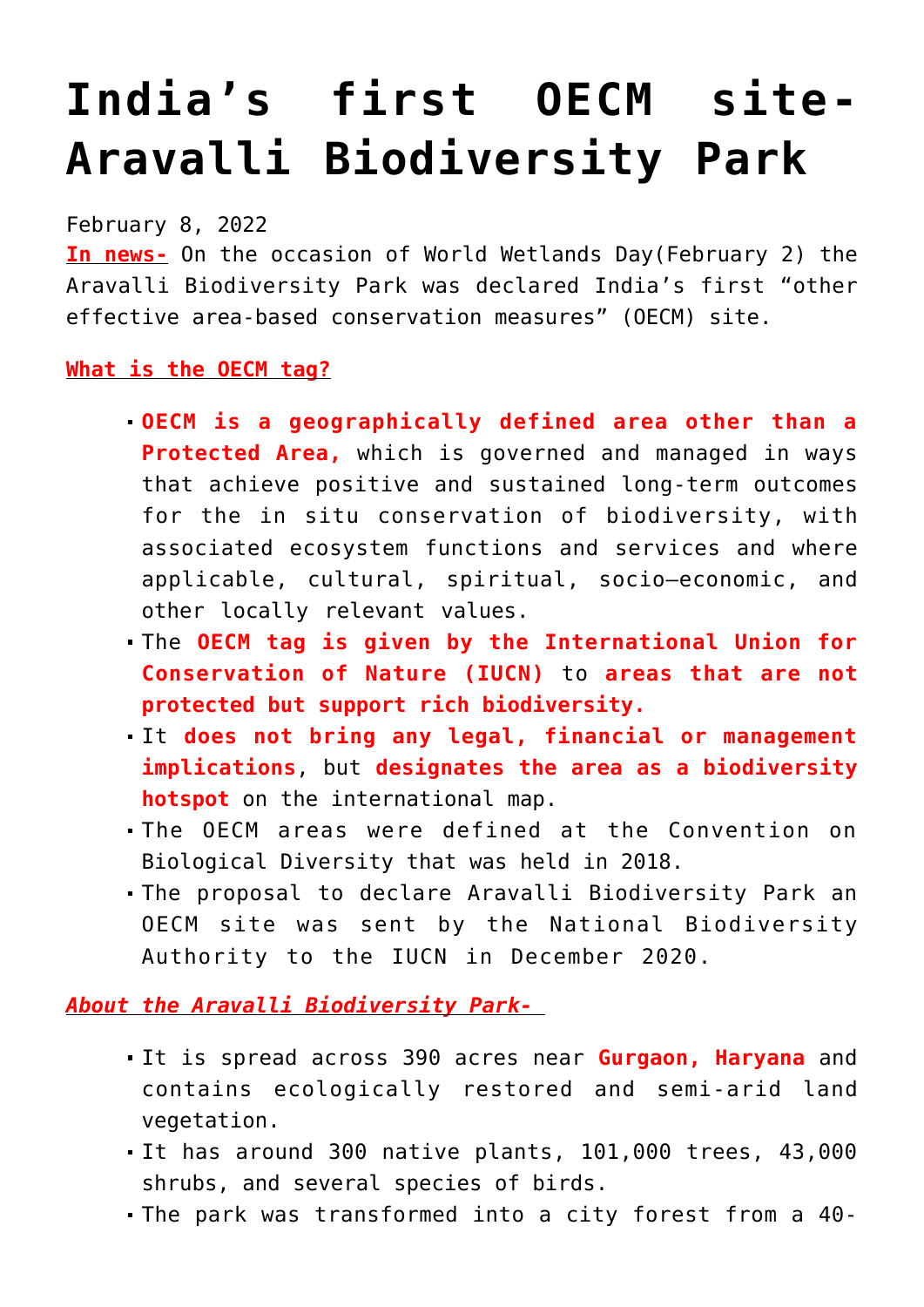# India's first OECM site- Aravalli Biodiversity Park

February 8, 2022

**In news-** On the occasion of World Wetlands Day(February 2) the Aravalli Biodiversity Park was declared India's first "other effective area-based conservation measures" (OECM) site.

**What is the OECM tag?**

- **OECM is a geographically defined area other than a Protected Area,** which is governed and managed in ways that achieve positive and sustained long-term outcomes for the in situ conservation of biodiversity, with associated ecosystem functions and services and where applicable, cultural, spiritual, socio–economic, and other locally relevant values.
- The **OECM tag is given by the International Union for Conservation of Nature (IUCN)** to **areas that are not protected but support rich biodiversity.**
- It **does not bring any legal, financial or management implications**, but **designates the area as a biodiversity hotspot** on the international map.
- The OECM areas were defined at the Convention on Biological Diversity that was held in 2018.
- The proposal to declare Aravalli Biodiversity Park an OECM site was sent by the National Biodiversity Authority to the IUCN in December 2020.

***About the Aravalli Biodiversity Park-***

- It is spread across 390 acres near **Gurgaon, Haryana** and contains ecologically restored and semi-arid land vegetation.
- It has around 300 native plants, 101,000 trees, 43,000 shrubs, and several species of birds.
- The park was transformed into a city forest from a 40-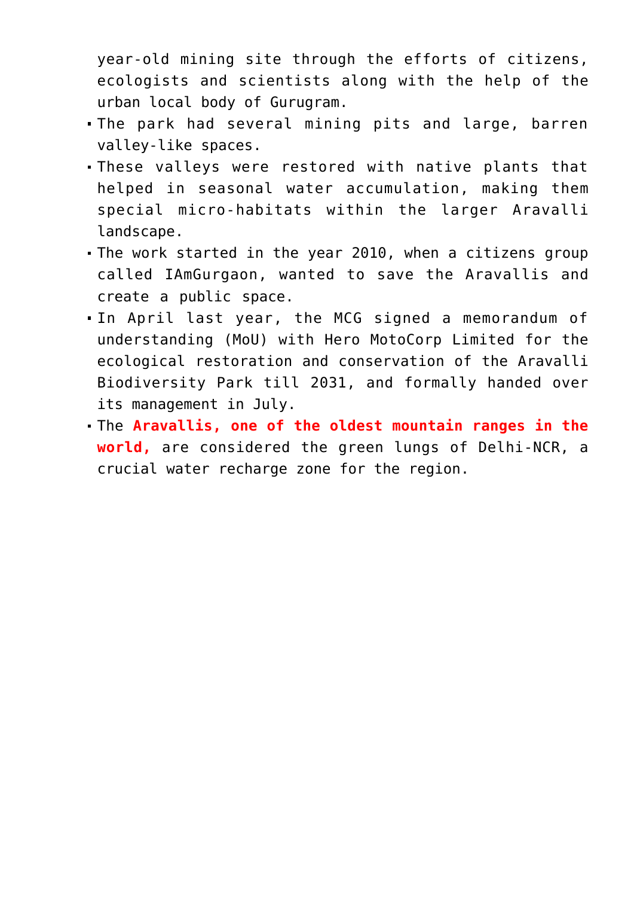year-old mining site through the efforts of citizens, ecologists and scientists along with the help of the urban local body of Gurugram.

- The park had several mining pits and large, barren valley-like spaces.
- These valleys were restored with native plants that helped in seasonal water accumulation, making them special micro-habitats within the larger Aravalli landscape.
- The work started in the year 2010, when a citizens group called IAmGurgaon, wanted to save the Aravallis and create a public space.
- In April last year, the MCG signed a memorandum of understanding (MoU) with Hero MotoCorp Limited for the ecological restoration and conservation of the Aravalli Biodiversity Park till 2031, and formally handed over its management in July.
- The **Aravallis, one of the oldest mountain ranges in the world,** are considered the green lungs of Delhi-NCR, a crucial water recharge zone for the region.